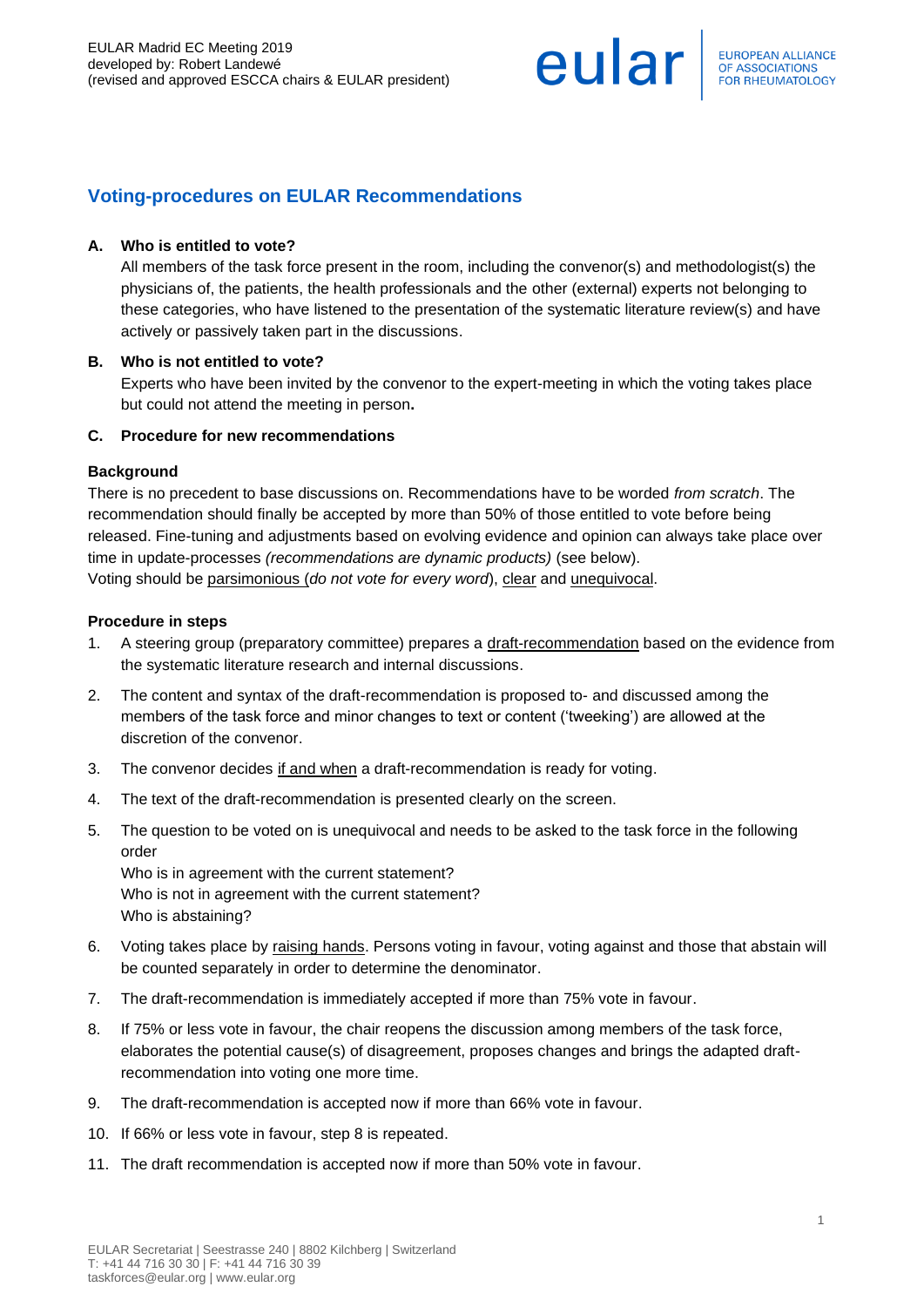EULAR Madrid EC Meeting 2019
developed by: Robert Landewé
(revised and approved ESCCA chairs & EULAR president)

# Voting-procedures on EULAR Recommendations

**A. Who is entitled to vote?**

All members of the task force present in the room, including the convenor(s) and methodologist(s) the physicians of, the patients, the health professionals and the other (external) experts not belonging to these categories, who have listened to the presentation of the systematic literature review(s) and have actively or passively taken part in the discussions.

**B. Who is not entitled to vote?**

Experts who have been invited by the convenor to the expert-meeting in which the voting takes place but could not attend the meeting in person**.**

**C. Procedure for new recommendations**

**Background**

There is no precedent to base discussions on. Recommendations have to be worded *from scratch*. The recommendation should finally be accepted by more than 50% of those entitled to vote before being released. Fine-tuning and adjustments based on evolving evidence and opinion can always take place over time in update-processes *(recommendations are dynamic products)* (see below).
Voting should be parsimonious (*do not vote for every word*), clear and unequivocal.

**Procedure in steps**

1. A steering group (preparatory committee) prepares a draft-recommendation based on the evidence from the systematic literature research and internal discussions.
2. The content and syntax of the draft-recommendation is proposed to- and discussed among the members of the task force and minor changes to text or content ('tweeking') are allowed at the discretion of the convenor.
3. The convenor decides if and when a draft-recommendation is ready for voting.
4. The text of the draft-recommendation is presented clearly on the screen.
5. The question to be voted on is unequivocal and needs to be asked to the task force in the following order
   Who is in agreement with the current statement?
   Who is not in agreement with the current statement?
   Who is abstaining?
6. Voting takes place by raising hands. Persons voting in favour, voting against and those that abstain will be counted separately in order to determine the denominator.
7. The draft-recommendation is immediately accepted if more than 75% vote in favour.
8. If 75% or less vote in favour, the chair reopens the discussion among members of the task force, elaborates the potential cause(s) of disagreement, proposes changes and brings the adapted draft-recommendation into voting one more time.
9. The draft-recommendation is accepted now if more than 66% vote in favour.
10. If 66% or less vote in favour, step 8 is repeated.
11. The draft recommendation is accepted now if more than 50% vote in favour.

EULAR Secretariat | Seestrasse 240 | 8802 Kilchberg | Switzerland
T: +41 44 716 30 30 | F: +41 44 716 30 39
taskforces@eular.org | www.eular.org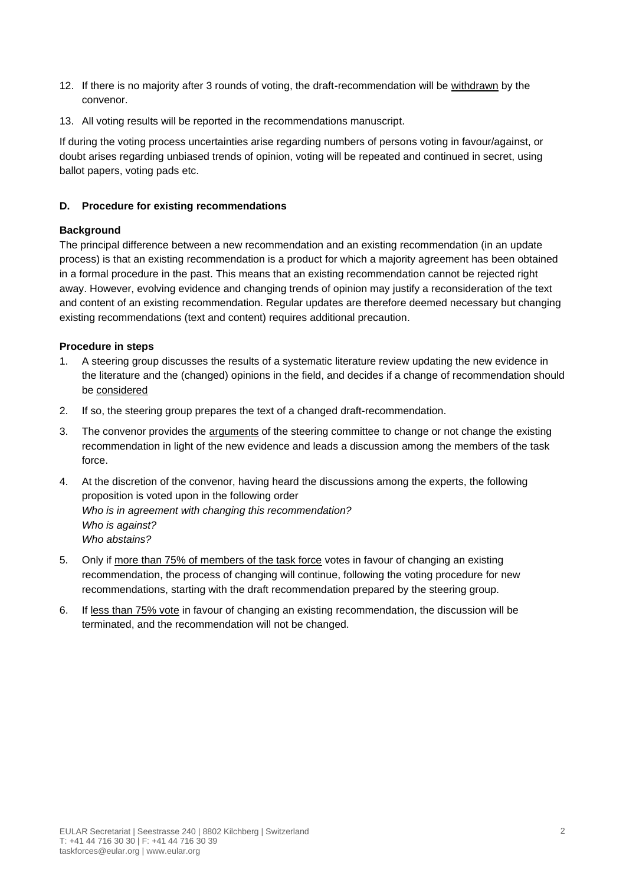12. If there is no majority after 3 rounds of voting, the draft-recommendation will be withdrawn by the convenor.
13. All voting results will be reported in the recommendations manuscript.

If during the voting process uncertainties arise regarding numbers of persons voting in favour/against, or doubt arises regarding unbiased trends of opinion, voting will be repeated and continued in secret, using ballot papers, voting pads etc.

### D. Procedure for existing recommendations

**Background**

The principal difference between a new recommendation and an existing recommendation (in an update process) is that an existing recommendation is a product for which a majority agreement has been obtained in a formal procedure in the past. This means that an existing recommendation cannot be rejected right away. However, evolving evidence and changing trends of opinion may justify a reconsideration of the text and content of an existing recommendation. Regular updates are therefore deemed necessary but changing existing recommendations (text and content) requires additional precaution.

**Procedure in steps**

1. A steering group discusses the results of a systematic literature review updating the new evidence in the literature and the (changed) opinions in the field, and decides if a change of recommendation should be considered
2. If so, the steering group prepares the text of a changed draft-recommendation.
3. The convenor provides the arguments of the steering committee to change or not change the existing recommendation in light of the new evidence and leads a discussion among the members of the task force.
4. At the discretion of the convenor, having heard the discussions among the experts, the following proposition is voted upon in the following order
   *Who is in agreement with changing this recommendation?*
   *Who is against?*
   *Who abstains?*
5. Only if more than 75% of members of the task force votes in favour of changing an existing recommendation, the process of changing will continue, following the voting procedure for new recommendations, starting with the draft recommendation prepared by the steering group.
6. If less than 75% vote in favour of changing an existing recommendation, the discussion will be terminated, and the recommendation will not be changed.